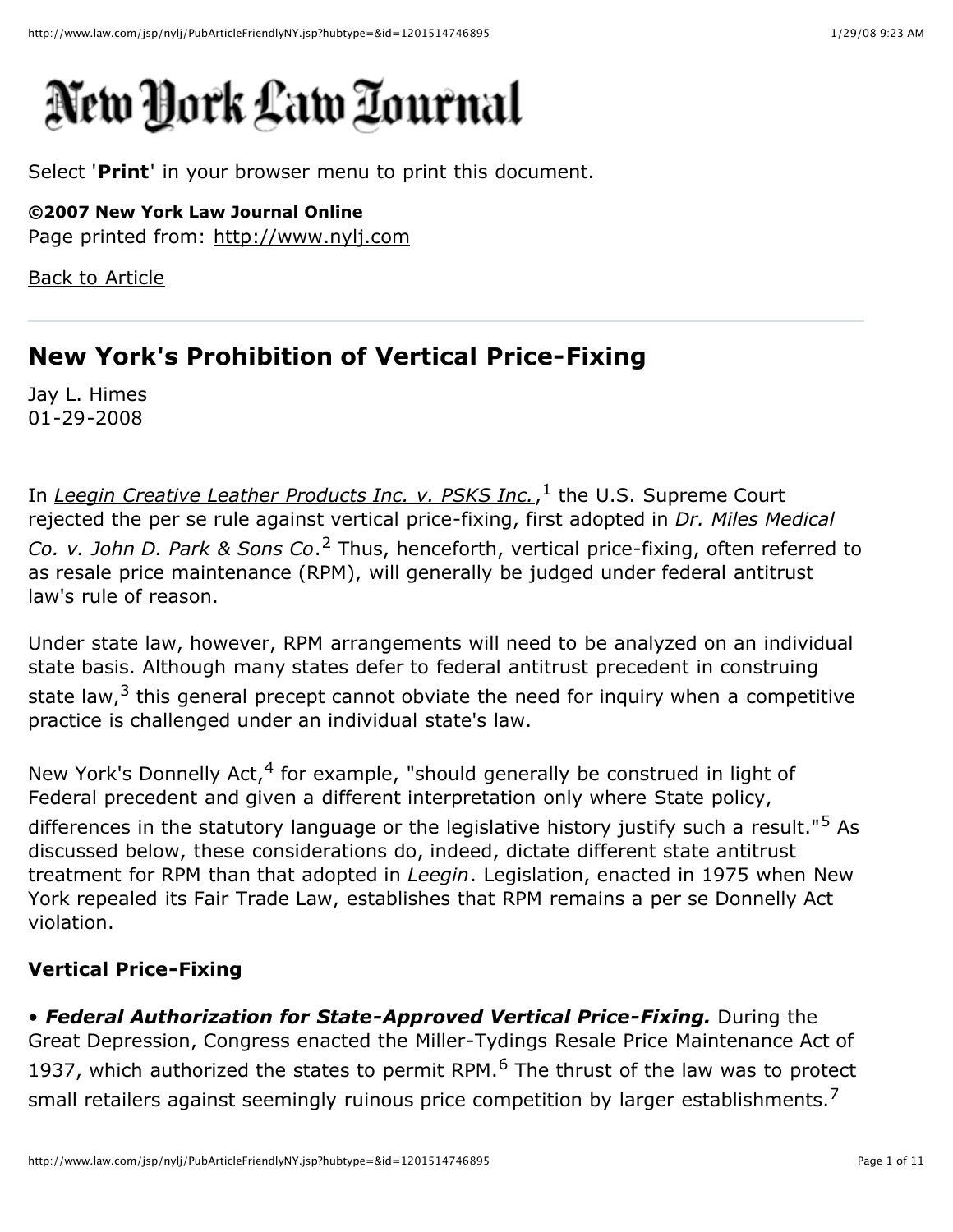# New York Law Journal

Select '**Print**' in your browser menu to print this document.

**©2007 New York Law Journal Online**
Page printed from: http://www.nylj.com

Back to Article

---

## New York's Prohibition of Vertical Price-Fixing

Jay L. Himes
01-29-2008

In *Leegin Creative Leather Products Inc. v. PSKS Inc.*,[1] the U.S. Supreme Court rejected the per se rule against vertical price-fixing, first adopted in *Dr. Miles Medical Co. v. John D. Park & Sons Co*.[2] Thus, henceforth, vertical price-fixing, often referred to as resale price maintenance (RPM), will generally be judged under federal antitrust law's rule of reason.

Under state law, however, RPM arrangements will need to be analyzed on an individual state basis. Although many states defer to federal antitrust precedent in construing state law,[3] this general precept cannot obviate the need for inquiry when a competitive practice is challenged under an individual state's law.

New York's Donnelly Act,[4] for example, "should generally be construed in light of Federal precedent and given a different interpretation only where State policy, differences in the statutory language or the legislative history justify such a result."[5] As discussed below, these considerations do, indeed, dictate different state antitrust treatment for RPM than that adopted in *Leegin*. Legislation, enacted in 1975 when New York repealed its Fair Trade Law, establishes that RPM remains a per se Donnelly Act violation.

### Vertical Price-Fixing

• ***Federal Authorization for State-Approved Vertical Price-Fixing.*** During the Great Depression, Congress enacted the Miller-Tydings Resale Price Maintenance Act of 1937, which authorized the states to permit RPM.[6] The thrust of the law was to protect small retailers against seemingly ruinous price competition by larger establishments.[7]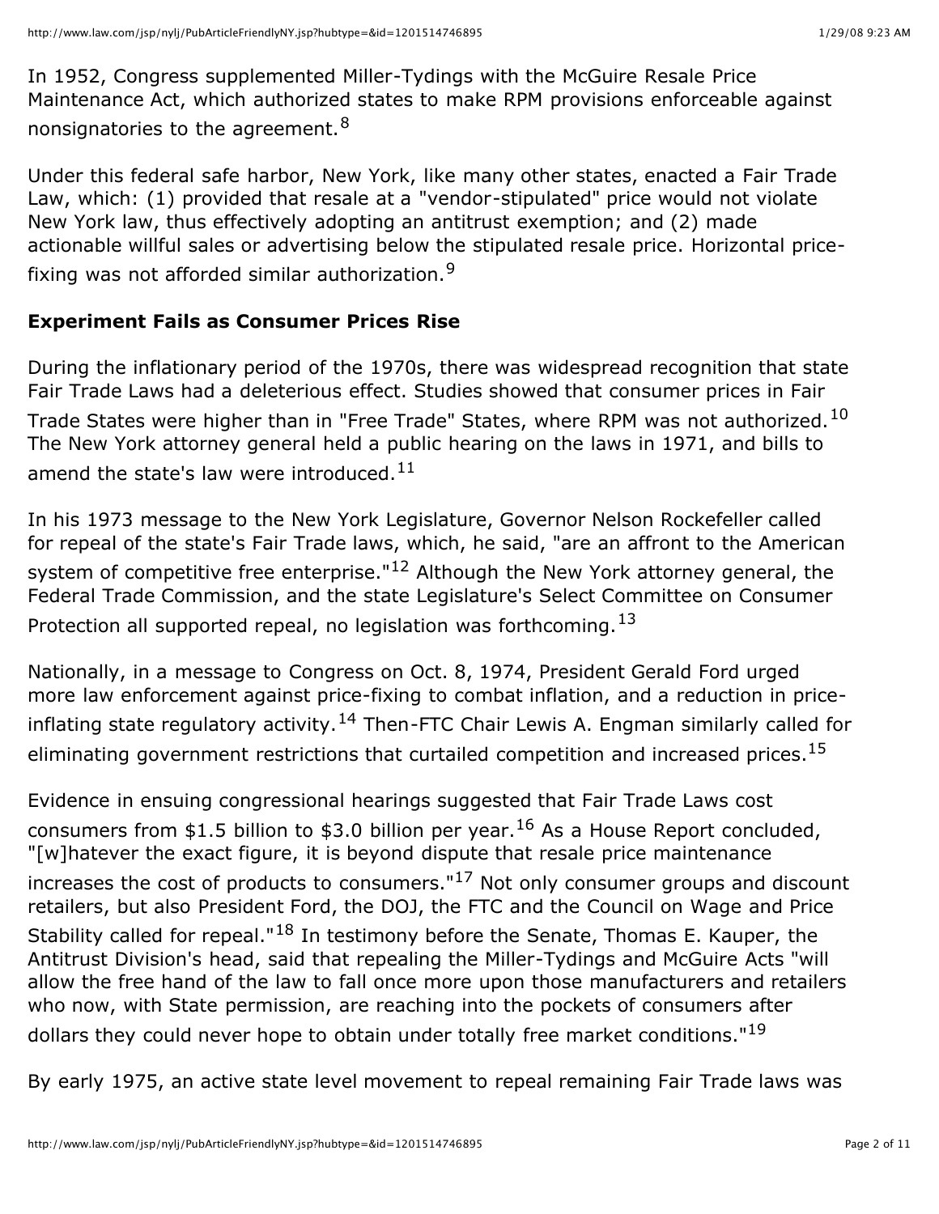In 1952, Congress supplemented Miller-Tydings with the McGuire Resale Price Maintenance Act, which authorized states to make RPM provisions enforceable against nonsignatories to the agreement.[8]

Under this federal safe harbor, New York, like many other states, enacted a Fair Trade Law, which: (1) provided that resale at a "vendor-stipulated" price would not violate New York law, thus effectively adopting an antitrust exemption; and (2) made actionable willful sales or advertising below the stipulated resale price. Horizontal price-fixing was not afforded similar authorization.[9]

**Experiment Fails as Consumer Prices Rise**

During the inflationary period of the 1970s, there was widespread recognition that state Fair Trade Laws had a deleterious effect. Studies showed that consumer prices in Fair Trade States were higher than in "Free Trade" States, where RPM was not authorized.[10] The New York attorney general held a public hearing on the laws in 1971, and bills to amend the state's law were introduced.[11]

In his 1973 message to the New York Legislature, Governor Nelson Rockefeller called for repeal of the state's Fair Trade laws, which, he said, "are an affront to the American system of competitive free enterprise."[12] Although the New York attorney general, the Federal Trade Commission, and the state Legislature's Select Committee on Consumer Protection all supported repeal, no legislation was forthcoming.[13]

Nationally, in a message to Congress on Oct. 8, 1974, President Gerald Ford urged more law enforcement against price-fixing to combat inflation, and a reduction in price-inflating state regulatory activity.[14] Then-FTC Chair Lewis A. Engman similarly called for eliminating government restrictions that curtailed competition and increased prices.[15]

Evidence in ensuing congressional hearings suggested that Fair Trade Laws cost consumers from $1.5 billion to $3.0 billion per year.[16] As a House Report concluded, "[w]hatever the exact figure, it is beyond dispute that resale price maintenance increases the cost of products to consumers."[17] Not only consumer groups and discount retailers, but also President Ford, the DOJ, the FTC and the Council on Wage and Price Stability called for repeal."[18] In testimony before the Senate, Thomas E. Kauper, the Antitrust Division's head, said that repealing the Miller-Tydings and McGuire Acts "will allow the free hand of the law to fall once more upon those manufacturers and retailers who now, with State permission, are reaching into the pockets of consumers after dollars they could never hope to obtain under totally free market conditions."[19]

By early 1975, an active state level movement to repeal remaining Fair Trade laws was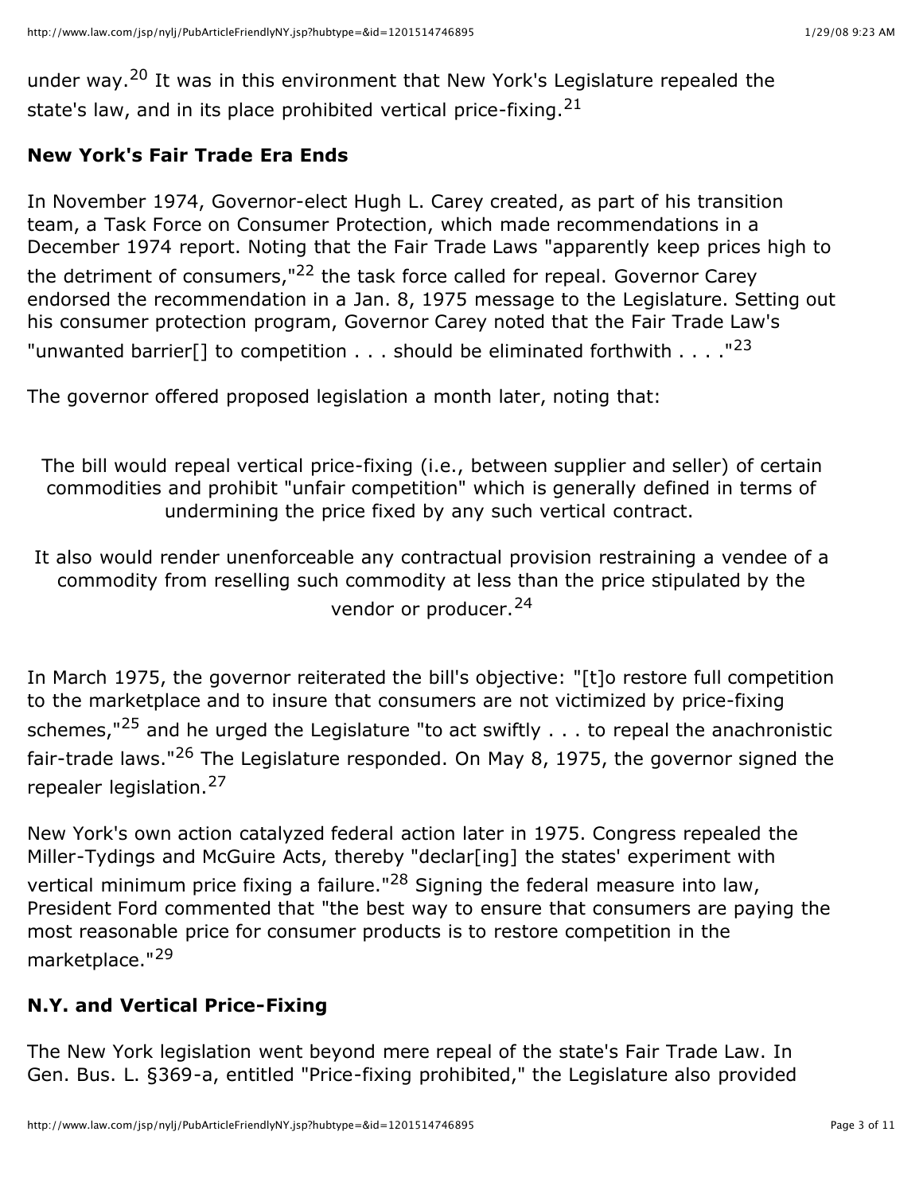under way.[20] It was in this environment that New York's Legislature repealed the state's law, and in its place prohibited vertical price-fixing.[21]

### New York's Fair Trade Era Ends

In November 1974, Governor-elect Hugh L. Carey created, as part of his transition team, a Task Force on Consumer Protection, which made recommendations in a December 1974 report. Noting that the Fair Trade Laws "apparently keep prices high to the detriment of consumers,"[22] the task force called for repeal. Governor Carey endorsed the recommendation in a Jan. 8, 1975 message to the Legislature. Setting out his consumer protection program, Governor Carey noted that the Fair Trade Law's "unwanted barrier[] to competition . . . should be eliminated forthwith . . . ."[23]

The governor offered proposed legislation a month later, noting that:

> The bill would repeal vertical price-fixing (i.e., between supplier and seller) of certain commodities and prohibit "unfair competition" which is generally defined in terms of undermining the price fixed by any such vertical contract.
>
> It also would render unenforceable any contractual provision restraining a vendee of a commodity from reselling such commodity at less than the price stipulated by the vendor or producer.[24]

In March 1975, the governor reiterated the bill's objective: "[t]o restore full competition to the marketplace and to insure that consumers are not victimized by price-fixing schemes,"[25] and he urged the Legislature "to act swiftly . . . to repeal the anachronistic fair-trade laws."[26] The Legislature responded. On May 8, 1975, the governor signed the repealer legislation.[27]

New York's own action catalyzed federal action later in 1975. Congress repealed the Miller-Tydings and McGuire Acts, thereby "declar[ing] the states' experiment with vertical minimum price fixing a failure."[28] Signing the federal measure into law, President Ford commented that "the best way to ensure that consumers are paying the most reasonable price for consumer products is to restore competition in the marketplace."[29]

### N.Y. and Vertical Price-Fixing

The New York legislation went beyond mere repeal of the state's Fair Trade Law. In Gen. Bus. L. §369-a, entitled "Price-fixing prohibited," the Legislature also provided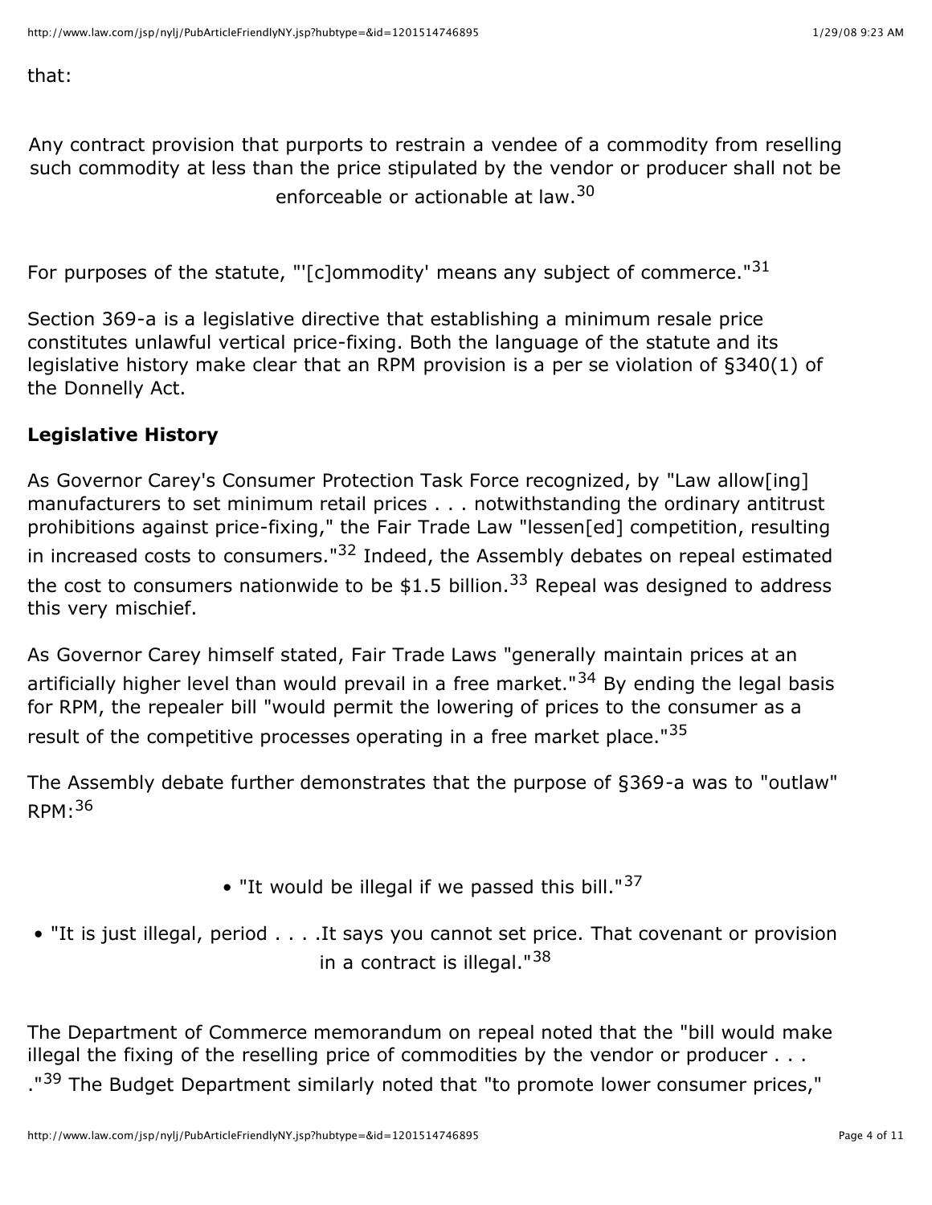that:

> Any contract provision that purports to restrain a vendee of a commodity from reselling such commodity at less than the price stipulated by the vendor or producer shall not be enforceable or actionable at law.[30]

For purposes of the statute, "'[c]ommodity' means any subject of commerce."[31]

Section 369-a is a legislative directive that establishing a minimum resale price constitutes unlawful vertical price-fixing. Both the language of the statute and its legislative history make clear that an RPM provision is a per se violation of §340(1) of the Donnelly Act.

**Legislative History**

As Governor Carey's Consumer Protection Task Force recognized, by "Law allow[ing] manufacturers to set minimum retail prices . . . notwithstanding the ordinary antitrust prohibitions against price-fixing," the Fair Trade Law "lessen[ed] competition, resulting in increased costs to consumers."[32] Indeed, the Assembly debates on repeal estimated the cost to consumers nationwide to be $1.5 billion.[33] Repeal was designed to address this very mischief.

As Governor Carey himself stated, Fair Trade Laws "generally maintain prices at an artificially higher level than would prevail in a free market."[34] By ending the legal basis for RPM, the repealer bill "would permit the lowering of prices to the consumer as a result of the competitive processes operating in a free market place."[35]

The Assembly debate further demonstrates that the purpose of §369-a was to "outlaw" RPM:[36]

- "It would be illegal if we passed this bill."[37]
- "It is just illegal, period . . . .It says you cannot set price. That covenant or provision in a contract is illegal."[38]

The Department of Commerce memorandum on repeal noted that the "bill would make illegal the fixing of the reselling price of commodities by the vendor or producer . . . ."[39] The Budget Department similarly noted that "to promote lower consumer prices,"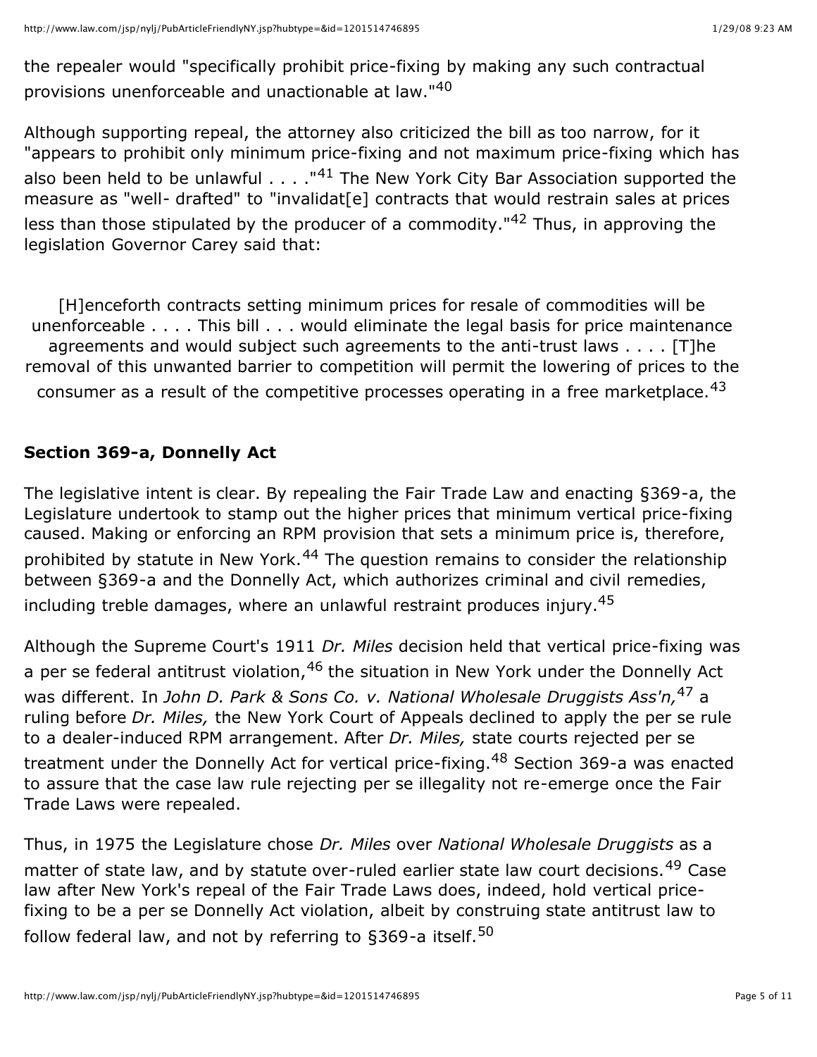the repealer would "specifically prohibit price-fixing by making any such contractual provisions unenforceable and unactionable at law."[40]

Although supporting repeal, the attorney also criticized the bill as too narrow, for it "appears to prohibit only minimum price-fixing and not maximum price-fixing which has also been held to be unlawful . . . ."[41] The New York City Bar Association supported the measure as "well- drafted" to "invalidat[e] contracts that would restrain sales at prices less than those stipulated by the producer of a commodity."[42] Thus, in approving the legislation Governor Carey said that:

> [H]enceforth contracts setting minimum prices for resale of commodities will be unenforceable . . . . This bill . . . would eliminate the legal basis for price maintenance agreements and would subject such agreements to the anti-trust laws . . . . [T]he removal of this unwanted barrier to competition will permit the lowering of prices to the consumer as a result of the competitive processes operating in a free marketplace.[43]

**Section 369-a, Donnelly Act**

The legislative intent is clear. By repealing the Fair Trade Law and enacting §369-a, the Legislature undertook to stamp out the higher prices that minimum vertical price-fixing caused. Making or enforcing an RPM provision that sets a minimum price is, therefore, prohibited by statute in New York.[44] The question remains to consider the relationship between §369-a and the Donnelly Act, which authorizes criminal and civil remedies, including treble damages, where an unlawful restraint produces injury.[45]

Although the Supreme Court's 1911 *Dr. Miles* decision held that vertical price-fixing was a per se federal antitrust violation,[46] the situation in New York under the Donnelly Act was different. In *John D. Park & Sons Co. v. National Wholesale Druggists Ass'n,*[47] a ruling before *Dr. Miles,* the New York Court of Appeals declined to apply the per se rule to a dealer-induced RPM arrangement. After *Dr. Miles,* state courts rejected per se treatment under the Donnelly Act for vertical price-fixing.[48] Section 369-a was enacted to assure that the case law rule rejecting per se illegality not re-emerge once the Fair Trade Laws were repealed.

Thus, in 1975 the Legislature chose *Dr. Miles* over *National Wholesale Druggists* as a matter of state law, and by statute over-ruled earlier state law court decisions.[49] Case law after New York's repeal of the Fair Trade Laws does, indeed, hold vertical price-fixing to be a per se Donnelly Act violation, albeit by construing state antitrust law to follow federal law, and not by referring to §369-a itself.[50]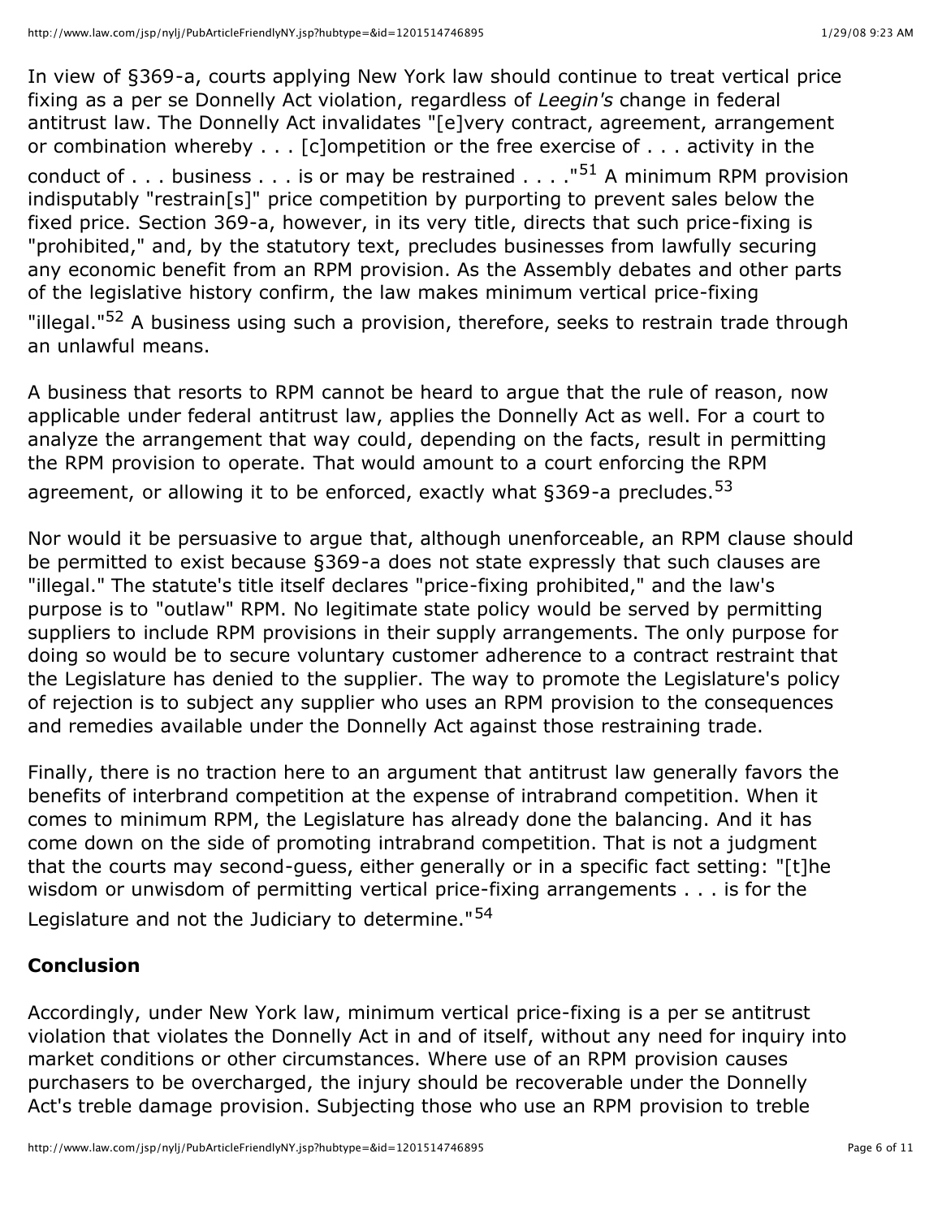In view of §369-a, courts applying New York law should continue to treat vertical price fixing as a per se Donnelly Act violation, regardless of *Leegin's* change in federal antitrust law. The Donnelly Act invalidates "[e]very contract, agreement, arrangement or combination whereby . . . [c]ompetition or the free exercise of . . . activity in the conduct of . . . business . . . is or may be restrained . . . ."[51] A minimum RPM provision indisputably "restrain[s]" price competition by purporting to prevent sales below the fixed price. Section 369-a, however, in its very title, directs that such price-fixing is "prohibited," and, by the statutory text, precludes businesses from lawfully securing any economic benefit from an RPM provision. As the Assembly debates and other parts of the legislative history confirm, the law makes minimum vertical price-fixing "illegal."[52] A business using such a provision, therefore, seeks to restrain trade through an unlawful means.

A business that resorts to RPM cannot be heard to argue that the rule of reason, now applicable under federal antitrust law, applies the Donnelly Act as well. For a court to analyze the arrangement that way could, depending on the facts, result in permitting the RPM provision to operate. That would amount to a court enforcing the RPM agreement, or allowing it to be enforced, exactly what §369-a precludes.[53]

Nor would it be persuasive to argue that, although unenforceable, an RPM clause should be permitted to exist because §369-a does not state expressly that such clauses are "illegal." The statute's title itself declares "price-fixing prohibited," and the law's purpose is to "outlaw" RPM. No legitimate state policy would be served by permitting suppliers to include RPM provisions in their supply arrangements. The only purpose for doing so would be to secure voluntary customer adherence to a contract restraint that the Legislature has denied to the supplier. The way to promote the Legislature's policy of rejection is to subject any supplier who uses an RPM provision to the consequences and remedies available under the Donnelly Act against those restraining trade.

Finally, there is no traction here to an argument that antitrust law generally favors the benefits of interbrand competition at the expense of intrabrand competition. When it comes to minimum RPM, the Legislature has already done the balancing. And it has come down on the side of promoting intrabrand competition. That is not a judgment that the courts may second-guess, either generally or in a specific fact setting: "[t]he wisdom or unwisdom of permitting vertical price-fixing arrangements . . . is for the Legislature and not the Judiciary to determine."[54]

**Conclusion**

Accordingly, under New York law, minimum vertical price-fixing is a per se antitrust violation that violates the Donnelly Act in and of itself, without any need for inquiry into market conditions or other circumstances. Where use of an RPM provision causes purchasers to be overcharged, the injury should be recoverable under the Donnelly Act's treble damage provision. Subjecting those who use an RPM provision to treble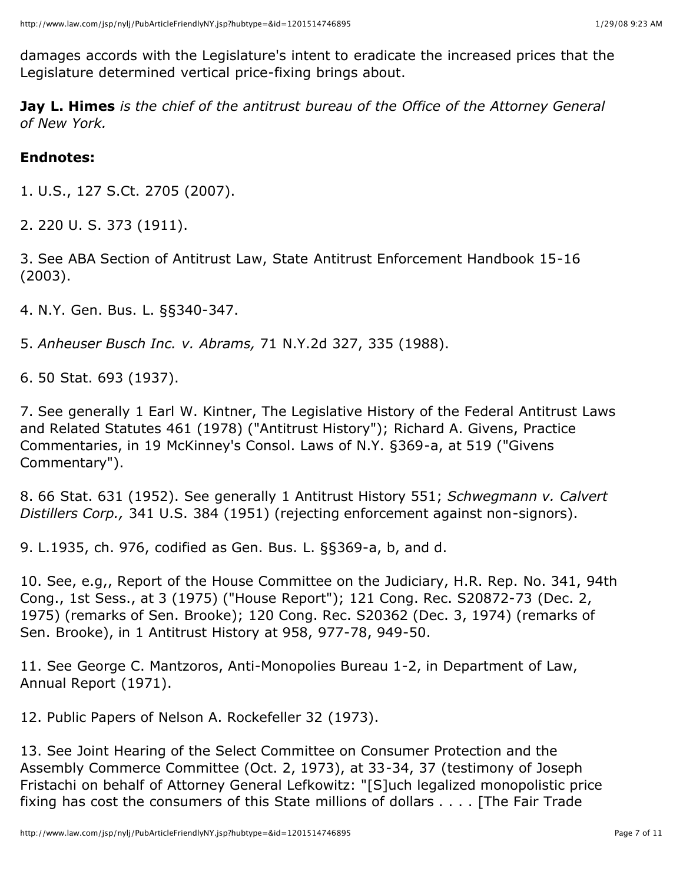damages accords with the Legislature's intent to eradicate the increased prices that the Legislature determined vertical price-fixing brings about.

**Jay L. Himes** *is the chief of the antitrust bureau of the Office of the Attorney General of New York.*

**Endnotes:**

1. U.S., 127 S.Ct. 2705 (2007).

2. 220 U. S. 373 (1911).

3. See ABA Section of Antitrust Law, State Antitrust Enforcement Handbook 15-16 (2003).

4. N.Y. Gen. Bus. L. §§340-347.

5. *Anheuser Busch Inc. v. Abrams,* 71 N.Y.2d 327, 335 (1988).

6. 50 Stat. 693 (1937).

7. See generally 1 Earl W. Kintner, The Legislative History of the Federal Antitrust Laws and Related Statutes 461 (1978) ("Antitrust History"); Richard A. Givens, Practice Commentaries, in 19 McKinney's Consol. Laws of N.Y. §369-a, at 519 ("Givens Commentary").

8. 66 Stat. 631 (1952). See generally 1 Antitrust History 551; *Schwegmann v. Calvert Distillers Corp.,* 341 U.S. 384 (1951) (rejecting enforcement against non-signors).

9. L.1935, ch. 976, codified as Gen. Bus. L. §§369-a, b, and d.

10. See, e.g,, Report of the House Committee on the Judiciary, H.R. Rep. No. 341, 94th Cong., 1st Sess., at 3 (1975) ("House Report"); 121 Cong. Rec. S20872-73 (Dec. 2, 1975) (remarks of Sen. Brooke); 120 Cong. Rec. S20362 (Dec. 3, 1974) (remarks of Sen. Brooke), in 1 Antitrust History at 958, 977-78, 949-50.

11. See George C. Mantzoros, Anti-Monopolies Bureau 1-2, in Department of Law, Annual Report (1971).

12. Public Papers of Nelson A. Rockefeller 32 (1973).

13. See Joint Hearing of the Select Committee on Consumer Protection and the Assembly Commerce Committee (Oct. 2, 1973), at 33-34, 37 (testimony of Joseph Fristachi on behalf of Attorney General Lefkowitz: "[S]uch legalized monopolistic price fixing has cost the consumers of this State millions of dollars . . . . [The Fair Trade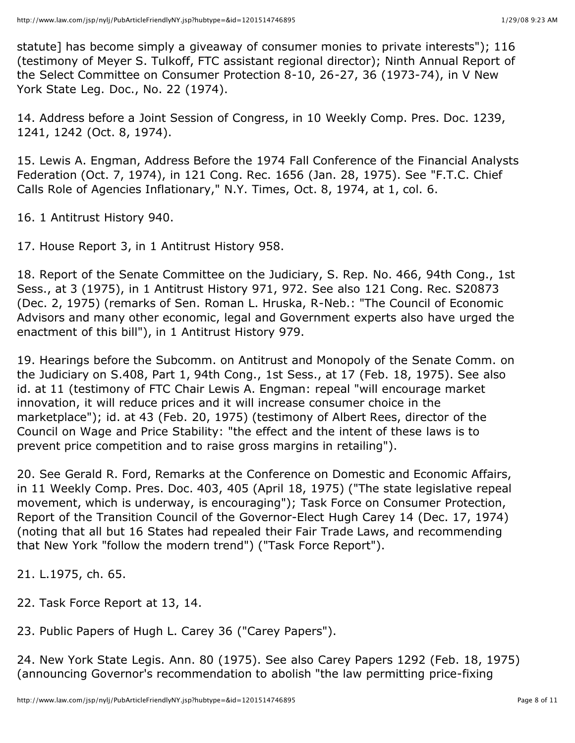statute] has become simply a giveaway of consumer monies to private interests"); 116 (testimony of Meyer S. Tulkoff, FTC assistant regional director); Ninth Annual Report of the Select Committee on Consumer Protection 8-10, 26-27, 36 (1973-74), in V New York State Leg. Doc., No. 22 (1974).

14. Address before a Joint Session of Congress, in 10 Weekly Comp. Pres. Doc. 1239, 1241, 1242 (Oct. 8, 1974).

15. Lewis A. Engman, Address Before the 1974 Fall Conference of the Financial Analysts Federation (Oct. 7, 1974), in 121 Cong. Rec. 1656 (Jan. 28, 1975). See "F.T.C. Chief Calls Role of Agencies Inflationary," N.Y. Times, Oct. 8, 1974, at 1, col. 6.

16. 1 Antitrust History 940.

17. House Report 3, in 1 Antitrust History 958.

18. Report of the Senate Committee on the Judiciary, S. Rep. No. 466, 94th Cong., 1st Sess., at 3 (1975), in 1 Antitrust History 971, 972. See also 121 Cong. Rec. S20873 (Dec. 2, 1975) (remarks of Sen. Roman L. Hruska, R-Neb.: "The Council of Economic Advisors and many other economic, legal and Government experts also have urged the enactment of this bill"), in 1 Antitrust History 979.

19. Hearings before the Subcomm. on Antitrust and Monopoly of the Senate Comm. on the Judiciary on S.408, Part 1, 94th Cong., 1st Sess., at 17 (Feb. 18, 1975). See also id. at 11 (testimony of FTC Chair Lewis A. Engman: repeal "will encourage market innovation, it will reduce prices and it will increase consumer choice in the marketplace"); id. at 43 (Feb. 20, 1975) (testimony of Albert Rees, director of the Council on Wage and Price Stability: "the effect and the intent of these laws is to prevent price competition and to raise gross margins in retailing").

20. See Gerald R. Ford, Remarks at the Conference on Domestic and Economic Affairs, in 11 Weekly Comp. Pres. Doc. 403, 405 (April 18, 1975) ("The state legislative repeal movement, which is underway, is encouraging"); Task Force on Consumer Protection, Report of the Transition Council of the Governor-Elect Hugh Carey 14 (Dec. 17, 1974) (noting that all but 16 States had repealed their Fair Trade Laws, and recommending that New York "follow the modern trend") ("Task Force Report").

21. L.1975, ch. 65.

22. Task Force Report at 13, 14.

23. Public Papers of Hugh L. Carey 36 ("Carey Papers").

24. New York State Legis. Ann. 80 (1975). See also Carey Papers 1292 (Feb. 18, 1975) (announcing Governor's recommendation to abolish "the law permitting price-fixing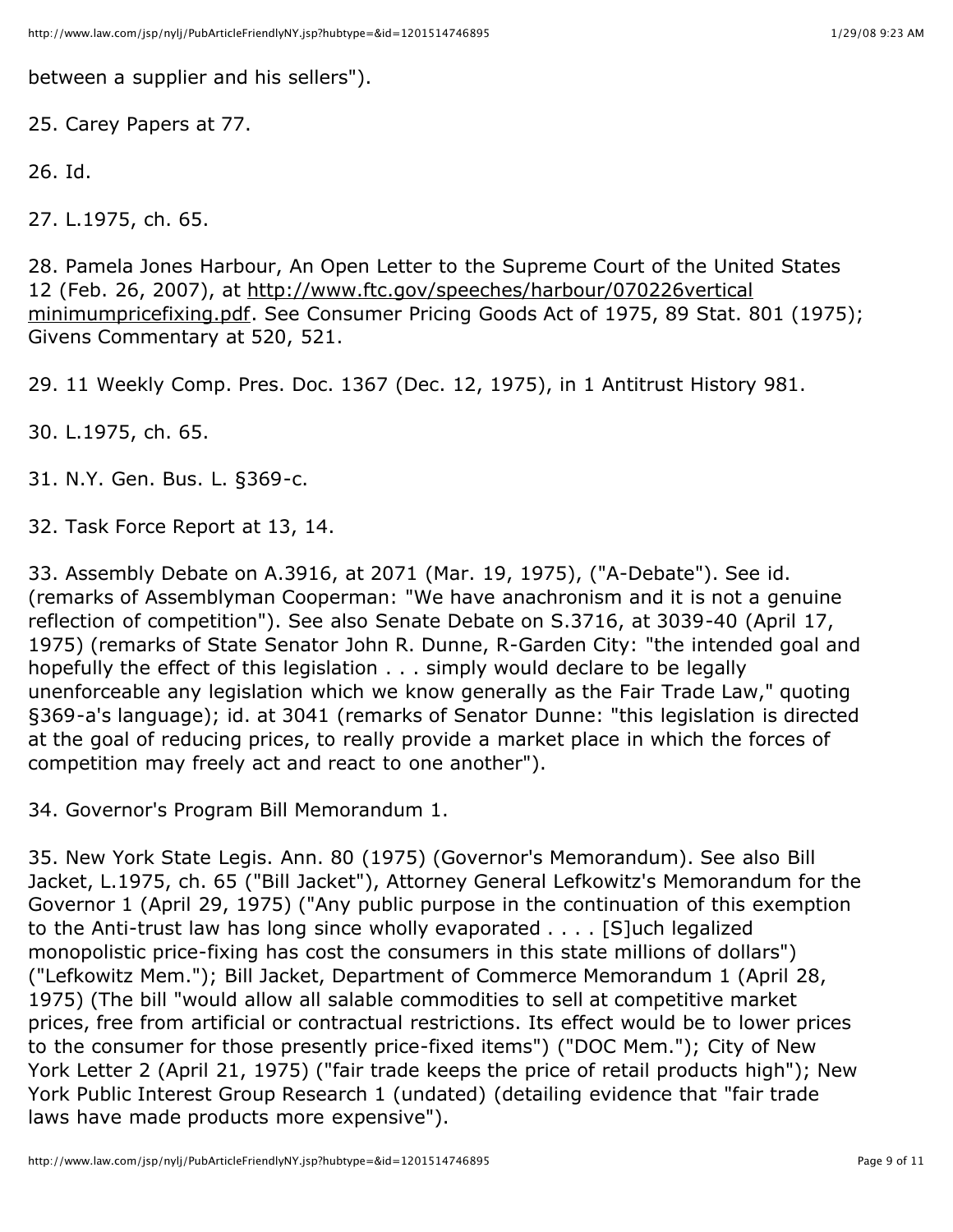between a supplier and his sellers").

25. Carey Papers at 77.

26. Id.

27. L.1975, ch. 65.

28. Pamela Jones Harbour, An Open Letter to the Supreme Court of the United States 12 (Feb. 26, 2007), at http://www.ftc.gov/speeches/harbour/070226verticalminimumpricefixing.pdf. See Consumer Pricing Goods Act of 1975, 89 Stat. 801 (1975); Givens Commentary at 520, 521.

29. 11 Weekly Comp. Pres. Doc. 1367 (Dec. 12, 1975), in 1 Antitrust History 981.

30. L.1975, ch. 65.

31. N.Y. Gen. Bus. L. §369-c.

32. Task Force Report at 13, 14.

33. Assembly Debate on A.3916, at 2071 (Mar. 19, 1975), ("A-Debate"). See id. (remarks of Assemblyman Cooperman: "We have anachronism and it is not a genuine reflection of competition"). See also Senate Debate on S.3716, at 3039-40 (April 17, 1975) (remarks of State Senator John R. Dunne, R-Garden City: "the intended goal and hopefully the effect of this legislation . . . simply would declare to be legally unenforceable any legislation which we know generally as the Fair Trade Law," quoting §369-a's language); id. at 3041 (remarks of Senator Dunne: "this legislation is directed at the goal of reducing prices, to really provide a market place in which the forces of competition may freely act and react to one another").

34. Governor's Program Bill Memorandum 1.

35. New York State Legis. Ann. 80 (1975) (Governor's Memorandum). See also Bill Jacket, L.1975, ch. 65 ("Bill Jacket"), Attorney General Lefkowitz's Memorandum for the Governor 1 (April 29, 1975) ("Any public purpose in the continuation of this exemption to the Anti-trust law has long since wholly evaporated . . . . [S]uch legalized monopolistic price-fixing has cost the consumers in this state millions of dollars") ("Lefkowitz Mem."); Bill Jacket, Department of Commerce Memorandum 1 (April 28, 1975) (The bill "would allow all salable commodities to sell at competitive market prices, free from artificial or contractual restrictions. Its effect would be to lower prices to the consumer for those presently price-fixed items") ("DOC Mem."); City of New York Letter 2 (April 21, 1975) ("fair trade keeps the price of retail products high"); New York Public Interest Group Research 1 (undated) (detailing evidence that "fair trade laws have made products more expensive").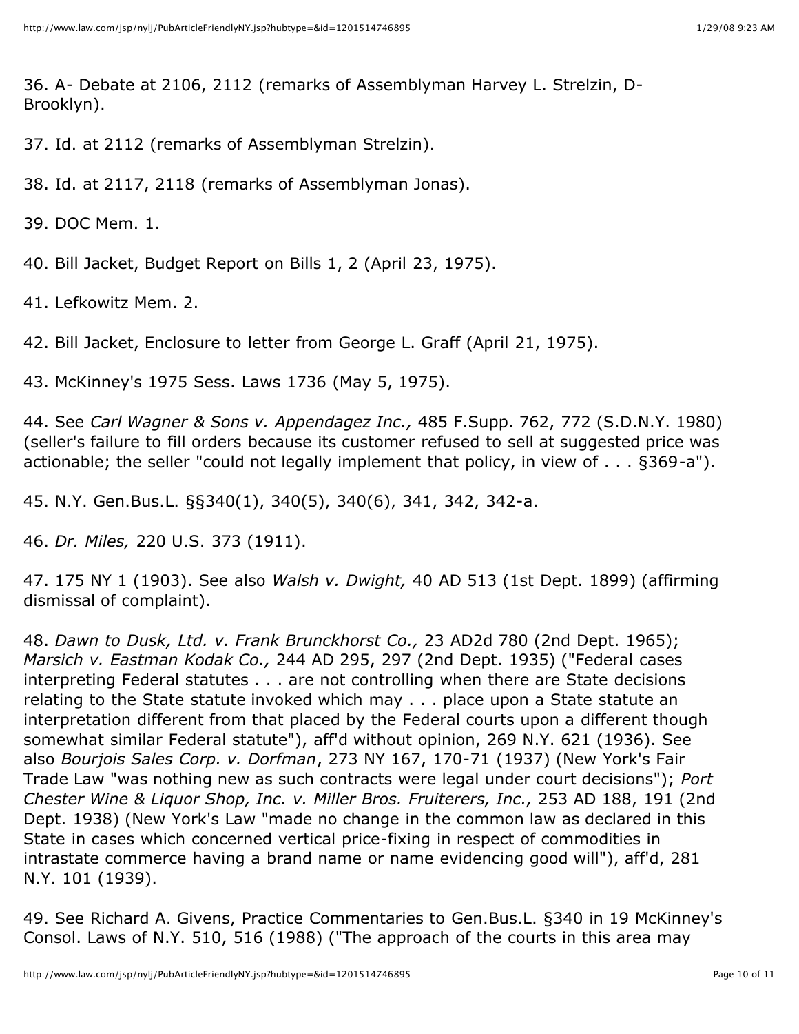36. A- Debate at 2106, 2112 (remarks of Assemblyman Harvey L. Strelzin, D-Brooklyn).

37. Id. at 2112 (remarks of Assemblyman Strelzin).

38. Id. at 2117, 2118 (remarks of Assemblyman Jonas).

39. DOC Mem. 1.

40. Bill Jacket, Budget Report on Bills 1, 2 (April 23, 1975).

41. Lefkowitz Mem. 2.

42. Bill Jacket, Enclosure to letter from George L. Graff (April 21, 1975).

43. McKinney's 1975 Sess. Laws 1736 (May 5, 1975).

44. See *Carl Wagner & Sons v. Appendagez Inc.,* 485 F.Supp. 762, 772 (S.D.N.Y. 1980) (seller's failure to fill orders because its customer refused to sell at suggested price was actionable; the seller "could not legally implement that policy, in view of . . . §369-a").

45. N.Y. Gen.Bus.L. §§340(1), 340(5), 340(6), 341, 342, 342-a.

46. *Dr. Miles,* 220 U.S. 373 (1911).

47. 175 NY 1 (1903). See also *Walsh v. Dwight,* 40 AD 513 (1st Dept. 1899) (affirming dismissal of complaint).

48. *Dawn to Dusk, Ltd. v. Frank Brunckhorst Co.,* 23 AD2d 780 (2nd Dept. 1965); *Marsich v. Eastman Kodak Co.,* 244 AD 295, 297 (2nd Dept. 1935) ("Federal cases interpreting Federal statutes . . . are not controlling when there are State decisions relating to the State statute invoked which may . . . place upon a State statute an interpretation different from that placed by the Federal courts upon a different though somewhat similar Federal statute"), aff'd without opinion, 269 N.Y. 621 (1936). See also *Bourjois Sales Corp. v. Dorfman*, 273 NY 167, 170-71 (1937) (New York's Fair Trade Law "was nothing new as such contracts were legal under court decisions"); *Port Chester Wine & Liquor Shop, Inc. v. Miller Bros. Fruiterers, Inc.,* 253 AD 188, 191 (2nd Dept. 1938) (New York's Law "made no change in the common law as declared in this State in cases which concerned vertical price-fixing in respect of commodities in intrastate commerce having a brand name or name evidencing good will"), aff'd, 281 N.Y. 101 (1939).

49. See Richard A. Givens, Practice Commentaries to Gen.Bus.L. §340 in 19 McKinney's Consol. Laws of N.Y. 510, 516 (1988) ("The approach of the courts in this area may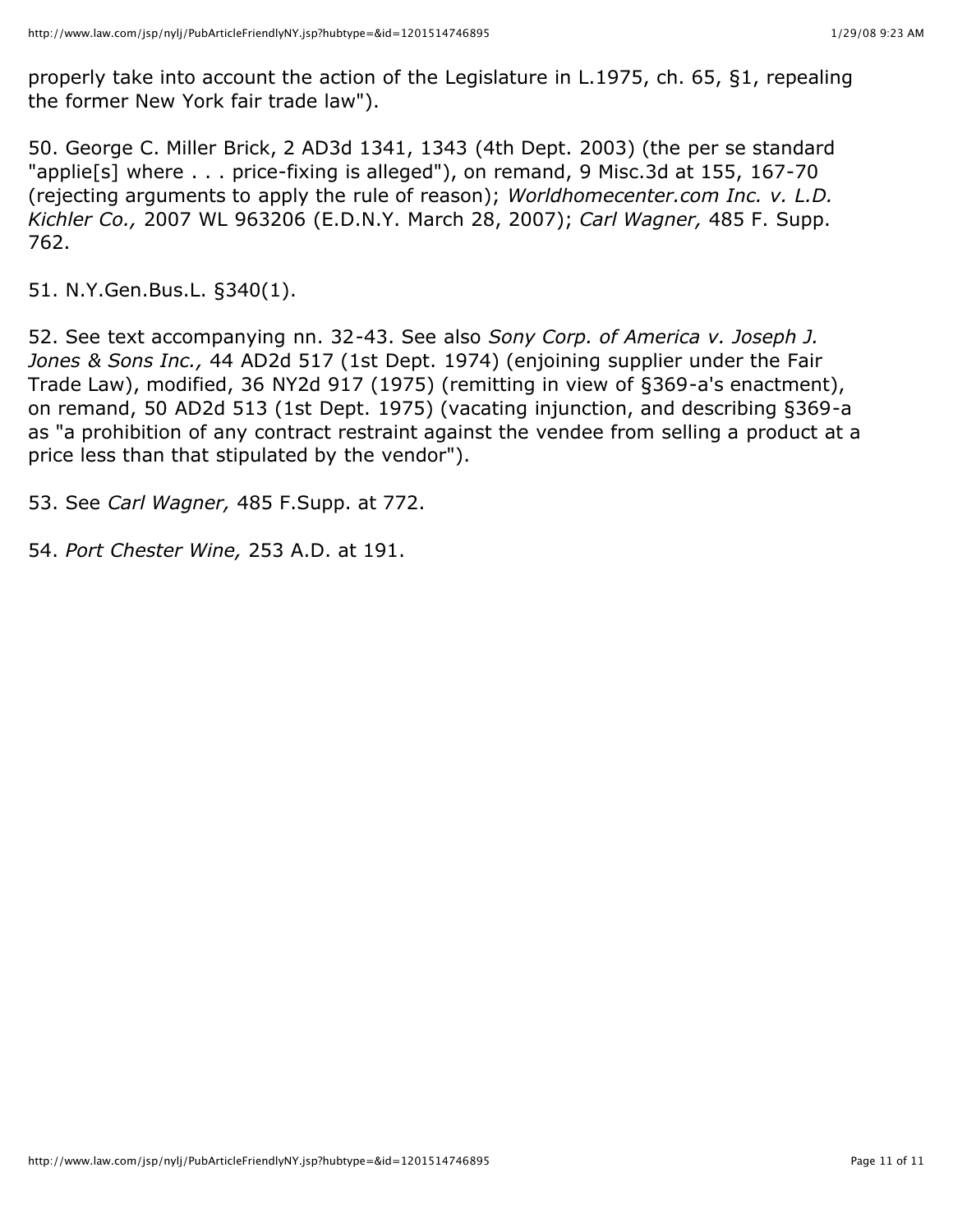properly take into account the action of the Legislature in L.1975, ch. 65, §1, repealing the former New York fair trade law").

50. George C. Miller Brick, 2 AD3d 1341, 1343 (4th Dept. 2003) (the per se standard "applie[s] where . . . price-fixing is alleged"), on remand, 9 Misc.3d at 155, 167-70 (rejecting arguments to apply the rule of reason); *Worldhomecenter.com Inc. v. L.D. Kichler Co.,* 2007 WL 963206 (E.D.N.Y. March 28, 2007); *Carl Wagner,* 485 F. Supp. 762.

51. N.Y.Gen.Bus.L. §340(1).

52. See text accompanying nn. 32-43. See also *Sony Corp. of America v. Joseph J. Jones & Sons Inc.,* 44 AD2d 517 (1st Dept. 1974) (enjoining supplier under the Fair Trade Law), modified, 36 NY2d 917 (1975) (remitting in view of §369-a's enactment), on remand, 50 AD2d 513 (1st Dept. 1975) (vacating injunction, and describing §369-a as "a prohibition of any contract restraint against the vendee from selling a product at a price less than that stipulated by the vendor").

53. See *Carl Wagner,* 485 F.Supp. at 772.

54. *Port Chester Wine,* 253 A.D. at 191.